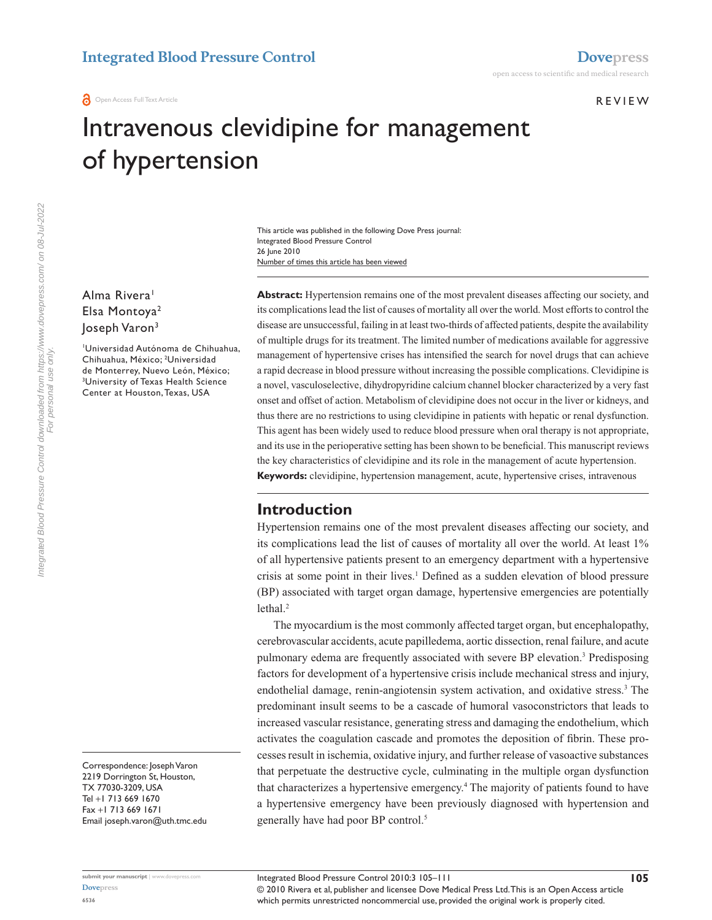Open Access Full Text Article

REVIEW

# Intravenous clevidipine for management of hypertension

This article was published in the following Dove Press journal:
Integrated Blood Pressure Control
26 June 2010
Number of times this article has been viewed

Alma Rivera[1]
Elsa Montoya[2]
Joseph Varon[3]

[1]Universidad Autónoma de Chihuahua, Chihuahua, México; [2]Universidad de Monterrey, Nuevo León, México; [3]University of Texas Health Science Center at Houston, Texas, USA

Correspondence: Joseph Varon
2219 Dorrington St, Houston, TX 77030-3209, USA
Tel +1 713 669 1670
Fax +1 713 669 1671
Email joseph.varon@uth.tmc.edu

**Abstract:** Hypertension remains one of the most prevalent diseases affecting our society, and its complications lead the list of causes of mortality all over the world. Most efforts to control the disease are unsuccessful, failing in at least two-thirds of affected patients, despite the availability of multiple drugs for its treatment. The limited number of medications available for aggressive management of hypertensive crises has intensified the search for novel drugs that can achieve a rapid decrease in blood pressure without increasing the possible complications. Clevidipine is a novel, vasculoselective, dihydropyridine calcium channel blocker characterized by a very fast onset and offset of action. Metabolism of clevidipine does not occur in the liver or kidneys, and thus there are no restrictions to using clevidipine in patients with hepatic or renal dysfunction. This agent has been widely used to reduce blood pressure when oral therapy is not appropriate, and its use in the perioperative setting has been shown to be beneficial. This manuscript reviews the key characteristics of clevidipine and its role in the management of acute hypertension.

**Keywords:** clevidipine, hypertension management, acute, hypertensive crises, intravenous

## Introduction

Hypertension remains one of the most prevalent diseases affecting our society, and its complications lead the list of causes of mortality all over the world. At least 1% of all hypertensive patients present to an emergency department with a hypertensive crisis at some point in their lives.[1] Defined as a sudden elevation of blood pressure (BP) associated with target organ damage, hypertensive emergencies are potentially lethal.[2]

The myocardium is the most commonly affected target organ, but encephalopathy, cerebrovascular accidents, acute papilledema, aortic dissection, renal failure, and acute pulmonary edema are frequently associated with severe BP elevation.[3] Predisposing factors for development of a hypertensive crisis include mechanical stress and injury, endothelial damage, renin-angiotensin system activation, and oxidative stress.[3] The predominant insult seems to be a cascade of humoral vasoconstrictors that leads to increased vascular resistance, generating stress and damaging the endothelium, which activates the coagulation cascade and promotes the deposition of fibrin. These processes result in ischemia, oxidative injury, and further release of vasoactive substances that perpetuate the destructive cycle, culminating in the multiple organ dysfunction that characterizes a hypertensive emergency.[4] The majority of patients found to have a hypertensive emergency have been previously diagnosed with hypertension and generally have had poor BP control.[5]

© 2010 Rivera et al, publisher and licensee Dove Medical Press Ltd. This is an Open Access article which permits unrestricted noncommercial use, provided the original work is properly cited.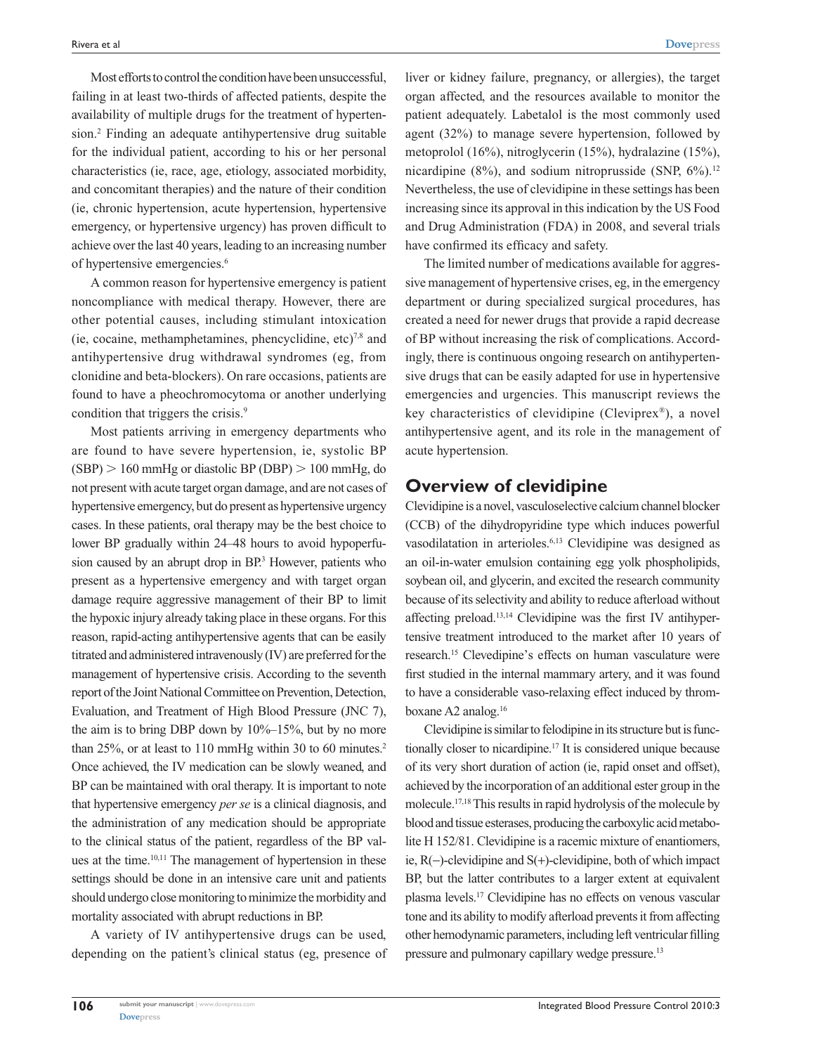Most efforts to control the condition have been unsuccessful, failing in at least two-thirds of affected patients, despite the availability of multiple drugs for the treatment of hypertension.[2] Finding an adequate antihypertensive drug suitable for the individual patient, according to his or her personal characteristics (ie, race, age, etiology, associated morbidity, and concomitant therapies) and the nature of their condition (ie, chronic hypertension, acute hypertension, hypertensive emergency, or hypertensive urgency) has proven difficult to achieve over the last 40 years, leading to an increasing number of hypertensive emergencies.[6]

A common reason for hypertensive emergency is patient noncompliance with medical therapy. However, there are other potential causes, including stimulant intoxication (ie, cocaine, methamphetamines, phencyclidine, etc)[7,8] and antihypertensive drug withdrawal syndromes (eg, from clonidine and beta-blockers). On rare occasions, patients are found to have a pheochromocytoma or another underlying condition that triggers the crisis.[9]

Most patients arriving in emergency departments who are found to have severe hypertension, ie, systolic BP (SBP) > 160 mmHg or diastolic BP (DBP) > 100 mmHg, do not present with acute target organ damage, and are not cases of hypertensive emergency, but do present as hypertensive urgency cases. In these patients, oral therapy may be the best choice to lower BP gradually within 24–48 hours to avoid hypoperfusion caused by an abrupt drop in BP.[3] However, patients who present as a hypertensive emergency and with target organ damage require aggressive management of their BP to limit the hypoxic injury already taking place in these organs. For this reason, rapid-acting antihypertensive agents that can be easily titrated and administered intravenously (IV) are preferred for the management of hypertensive crisis. According to the seventh report of the Joint National Committee on Prevention, Detection, Evaluation, and Treatment of High Blood Pressure (JNC 7), the aim is to bring DBP down by 10%–15%, but by no more than 25%, or at least to 110 mmHg within 30 to 60 minutes.[2] Once achieved, the IV medication can be slowly weaned, and BP can be maintained with oral therapy. It is important to note that hypertensive emergency *per se* is a clinical diagnosis, and the administration of any medication should be appropriate to the clinical status of the patient, regardless of the BP values at the time.[10,11] The management of hypertension in these settings should be done in an intensive care unit and patients should undergo close monitoring to minimize the morbidity and mortality associated with abrupt reductions in BP.

A variety of IV antihypertensive drugs can be used, depending on the patient's clinical status (eg, presence of liver or kidney failure, pregnancy, or allergies), the target organ affected, and the resources available to monitor the patient adequately. Labetalol is the most commonly used agent (32%) to manage severe hypertension, followed by metoprolol (16%), nitroglycerin (15%), hydralazine (15%), nicardipine (8%), and sodium nitroprusside (SNP, 6%).[12] Nevertheless, the use of clevidipine in these settings has been increasing since its approval in this indication by the US Food and Drug Administration (FDA) in 2008, and several trials have confirmed its efficacy and safety.

The limited number of medications available for aggressive management of hypertensive crises, eg, in the emergency department or during specialized surgical procedures, has created a need for newer drugs that provide a rapid decrease of BP without increasing the risk of complications. Accordingly, there is continuous ongoing research on antihypertensive drugs that can be easily adapted for use in hypertensive emergencies and urgencies. This manuscript reviews the key characteristics of clevidipine (Cleviprex®), a novel antihypertensive agent, and its role in the management of acute hypertension.

## Overview of clevidipine

Clevidipine is a novel, vasculoselective calcium channel blocker (CCB) of the dihydropyridine type which induces powerful vasodilatation in arterioles.[6,13] Clevidipine was designed as an oil-in-water emulsion containing egg yolk phospholipids, soybean oil, and glycerin, and excited the research community because of its selectivity and ability to reduce afterload without affecting preload.[13,14] Clevidipine was the first IV antihypertensive treatment introduced to the market after 10 years of research.[15] Clevedipine's effects on human vasculature were first studied in the internal mammary artery, and it was found to have a considerable vaso-relaxing effect induced by thromboxane A2 analog.[16]

Clevidipine is similar to felodipine in its structure but is functionally closer to nicardipine.[17] It is considered unique because of its very short duration of action (ie, rapid onset and offset), achieved by the incorporation of an additional ester group in the molecule.[17,18] This results in rapid hydrolysis of the molecule by blood and tissue esterases, producing the carboxylic acid metabolite H 152/81. Clevidipine is a racemic mixture of enantiomers, ie, R(−)-clevidipine and S(+)-clevidipine, both of which impact BP, but the latter contributes to a larger extent at equivalent plasma levels.[17] Clevidipine has no effects on venous vascular tone and its ability to modify afterload prevents it from affecting other hemodynamic parameters, including left ventricular filling pressure and pulmonary capillary wedge pressure.[13]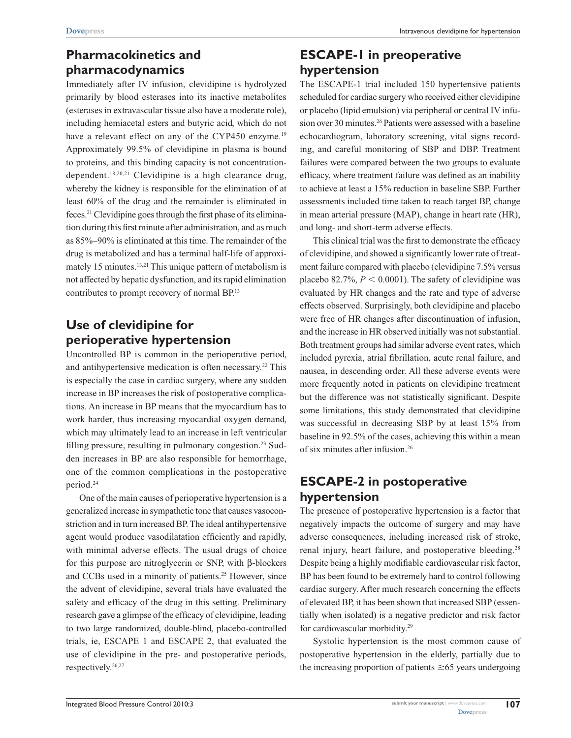## Pharmacokinetics and pharmacodynamics

Immediately after IV infusion, clevidipine is hydrolyzed primarily by blood esterases into its inactive metabolites (esterases in extravascular tissue also have a moderate role), including hemiacetal esters and butyric acid, which do not have a relevant effect on any of the CYP450 enzyme.[19] Approximately 99.5% of clevidipine in plasma is bound to proteins, and this binding capacity is not concentration-dependent.[18,20,21] Clevidipine is a high clearance drug, whereby the kidney is responsible for the elimination of at least 60% of the drug and the remainder is eliminated in feces.[21] Clevidipine goes through the first phase of its elimination during this first minute after administration, and as much as 85%–90% is eliminated at this time. The remainder of the drug is metabolized and has a terminal half-life of approximately 15 minutes.[13,21] This unique pattern of metabolism is not affected by hepatic dysfunction, and its rapid elimination contributes to prompt recovery of normal BP.[13]

## Use of clevidipine for perioperative hypertension

Uncontrolled BP is common in the perioperative period, and antihypertensive medication is often necessary.[22] This is especially the case in cardiac surgery, where any sudden increase in BP increases the risk of postoperative complications. An increase in BP means that the myocardium has to work harder, thus increasing myocardial oxygen demand, which may ultimately lead to an increase in left ventricular filling pressure, resulting in pulmonary congestion.[23] Sudden increases in BP are also responsible for hemorrhage, one of the common complications in the postoperative period.[24]

One of the main causes of perioperative hypertension is a generalized increase in sympathetic tone that causes vasoconstriction and in turn increased BP. The ideal antihypertensive agent would produce vasodilatation efficiently and rapidly, with minimal adverse effects. The usual drugs of choice for this purpose are nitroglycerin or SNP, with β-blockers and CCBs used in a minority of patients.[25] However, since the advent of clevidipine, several trials have evaluated the safety and efficacy of the drug in this setting. Preliminary research gave a glimpse of the efficacy of clevidipine, leading to two large randomized, double-blind, placebo-controlled trials, ie, ESCAPE 1 and ESCAPE 2, that evaluated the use of clevidipine in the pre- and postoperative periods, respectively.[26,27]

## ESCAPE-1 in preoperative hypertension

The ESCAPE-1 trial included 150 hypertensive patients scheduled for cardiac surgery who received either clevidipine or placebo (lipid emulsion) via peripheral or central IV infusion over 30 minutes.[26] Patients were assessed with a baseline echocardiogram, laboratory screening, vital signs recording, and careful monitoring of SBP and DBP. Treatment failures were compared between the two groups to evaluate efficacy, where treatment failure was defined as an inability to achieve at least a 15% reduction in baseline SBP. Further assessments included time taken to reach target BP, change in mean arterial pressure (MAP), change in heart rate (HR), and long- and short-term adverse effects.

This clinical trial was the first to demonstrate the efficacy of clevidipine, and showed a significantly lower rate of treatment failure compared with placebo (clevidipine 7.5% versus placebo 82.7%, $P < 0.0001$). The safety of clevidipine was evaluated by HR changes and the rate and type of adverse effects observed. Surprisingly, both clevidipine and placebo were free of HR changes after discontinuation of infusion, and the increase in HR observed initially was not substantial. Both treatment groups had similar adverse event rates, which included pyrexia, atrial fibrillation, acute renal failure, and nausea, in descending order. All these adverse events were more frequently noted in patients on clevidipine treatment but the difference was not statistically significant. Despite some limitations, this study demonstrated that clevidipine was successful in decreasing SBP by at least 15% from baseline in 92.5% of the cases, achieving this within a mean of six minutes after infusion.[26]

## ESCAPE-2 in postoperative hypertension

The presence of postoperative hypertension is a factor that negatively impacts the outcome of surgery and may have adverse consequences, including increased risk of stroke, renal injury, heart failure, and postoperative bleeding.[28] Despite being a highly modifiable cardiovascular risk factor, BP has been found to be extremely hard to control following cardiac surgery. After much research concerning the effects of elevated BP, it has been shown that increased SBP (essentially when isolated) is a negative predictor and risk factor for cardiovascular morbidity.[29]

Systolic hypertension is the most common cause of postoperative hypertension in the elderly, partially due to the increasing proportion of patients ≥65 years undergoing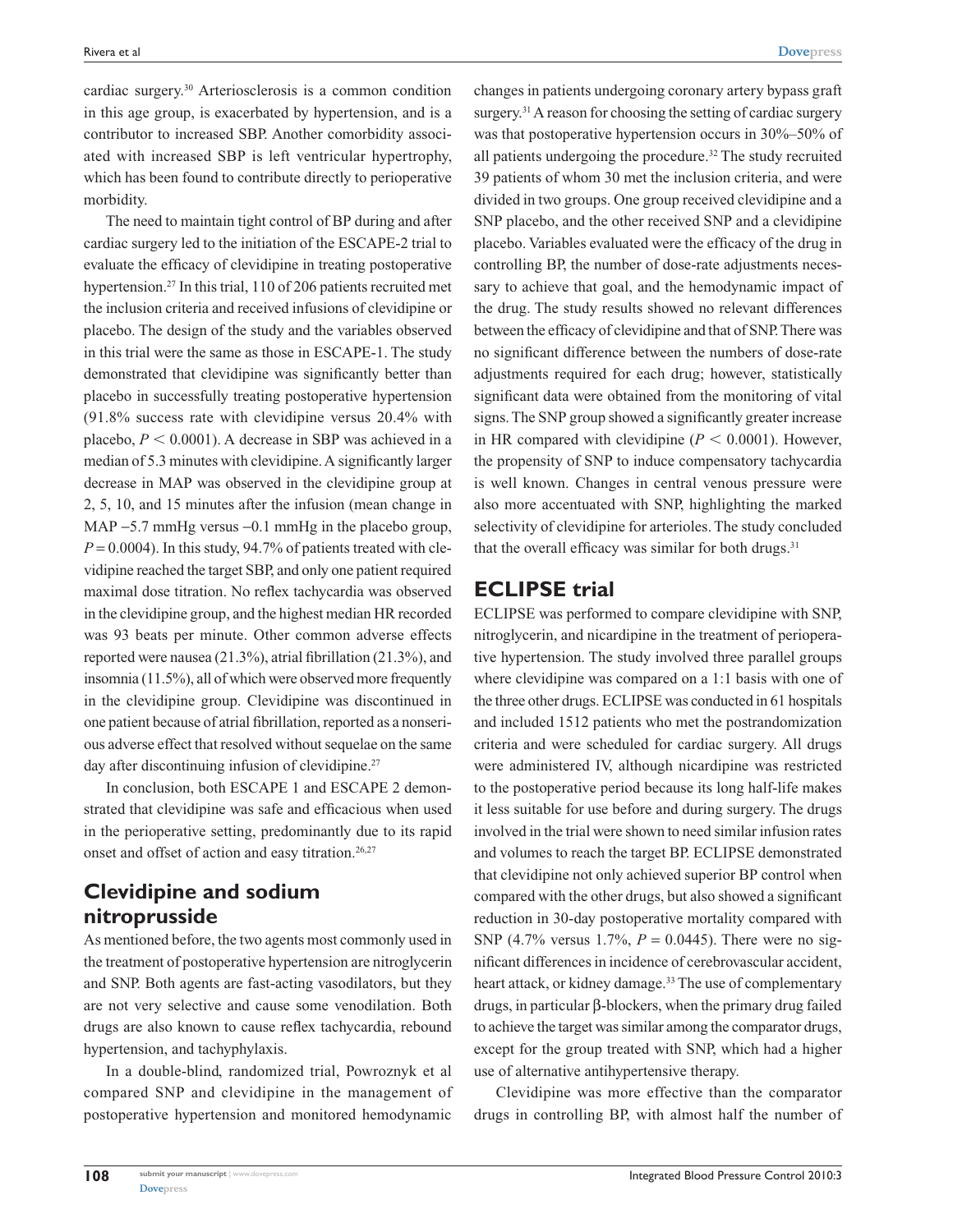cardiac surgery.[30] Arteriosclerosis is a common condition in this age group, is exacerbated by hypertension, and is a contributor to increased SBP. Another comorbidity associated with increased SBP is left ventricular hypertrophy, which has been found to contribute directly to perioperative morbidity.

The need to maintain tight control of BP during and after cardiac surgery led to the initiation of the ESCAPE-2 trial to evaluate the efficacy of clevidipine in treating postoperative hypertension.[27] In this trial, 110 of 206 patients recruited met the inclusion criteria and received infusions of clevidipine or placebo. The design of the study and the variables observed in this trial were the same as those in ESCAPE-1. The study demonstrated that clevidipine was significantly better than placebo in successfully treating postoperative hypertension (91.8% success rate with clevidipine versus 20.4% with placebo, $P < 0.0001$). A decrease in SBP was achieved in a median of 5.3 minutes with clevidipine. A significantly larger decrease in MAP was observed in the clevidipine group at 2, 5, 10, and 15 minutes after the infusion (mean change in MAP −5.7 mmHg versus −0.1 mmHg in the placebo group, $P = 0.0004$). In this study, 94.7% of patients treated with clevidipine reached the target SBP, and only one patient required maximal dose titration. No reflex tachycardia was observed in the clevidipine group, and the highest median HR recorded was 93 beats per minute. Other common adverse effects reported were nausea (21.3%), atrial fibrillation (21.3%), and insomnia (11.5%), all of which were observed more frequently in the clevidipine group. Clevidipine was discontinued in one patient because of atrial fibrillation, reported as a nonserious adverse effect that resolved without sequelae on the same day after discontinuing infusion of clevidipine.[27]

In conclusion, both ESCAPE 1 and ESCAPE 2 demonstrated that clevidipine was safe and efficacious when used in the perioperative setting, predominantly due to its rapid onset and offset of action and easy titration.[26,27]

## Clevidipine and sodium nitroprusside

As mentioned before, the two agents most commonly used in the treatment of postoperative hypertension are nitroglycerin and SNP. Both agents are fast-acting vasodilators, but they are not very selective and cause some venodilation. Both drugs are also known to cause reflex tachycardia, rebound hypertension, and tachyphylaxis.

In a double-blind, randomized trial, Powroznyk et al compared SNP and clevidipine in the management of postoperative hypertension and monitored hemodynamic changes in patients undergoing coronary artery bypass graft surgery.[31] A reason for choosing the setting of cardiac surgery was that postoperative hypertension occurs in 30%–50% of all patients undergoing the procedure.[32] The study recruited 39 patients of whom 30 met the inclusion criteria, and were divided in two groups. One group received clevidipine and a SNP placebo, and the other received SNP and a clevidipine placebo. Variables evaluated were the efficacy of the drug in controlling BP, the number of dose-rate adjustments necessary to achieve that goal, and the hemodynamic impact of the drug. The study results showed no relevant differences between the efficacy of clevidipine and that of SNP. There was no significant difference between the numbers of dose-rate adjustments required for each drug; however, statistically significant data were obtained from the monitoring of vital signs. The SNP group showed a significantly greater increase in HR compared with clevidipine ($P < 0.0001$). However, the propensity of SNP to induce compensatory tachycardia is well known. Changes in central venous pressure were also more accentuated with SNP, highlighting the marked selectivity of clevidipine for arterioles. The study concluded that the overall efficacy was similar for both drugs.[31]

## ECLIPSE trial

ECLIPSE was performed to compare clevidipine with SNP, nitroglycerin, and nicardipine in the treatment of perioperative hypertension. The study involved three parallel groups where clevidipine was compared on a 1:1 basis with one of the three other drugs. ECLIPSE was conducted in 61 hospitals and included 1512 patients who met the postrandomization criteria and were scheduled for cardiac surgery. All drugs were administered IV, although nicardipine was restricted to the postoperative period because its long half-life makes it less suitable for use before and during surgery. The drugs involved in the trial were shown to need similar infusion rates and volumes to reach the target BP. ECLIPSE demonstrated that clevidipine not only achieved superior BP control when compared with the other drugs, but also showed a significant reduction in 30-day postoperative mortality compared with SNP (4.7% versus 1.7%, $P = 0.0445$). There were no significant differences in incidence of cerebrovascular accident, heart attack, or kidney damage.[33] The use of complementary drugs, in particular β-blockers, when the primary drug failed to achieve the target was similar among the comparator drugs, except for the group treated with SNP, which had a higher use of alternative antihypertensive therapy.

Clevidipine was more effective than the comparator drugs in controlling BP, with almost half the number of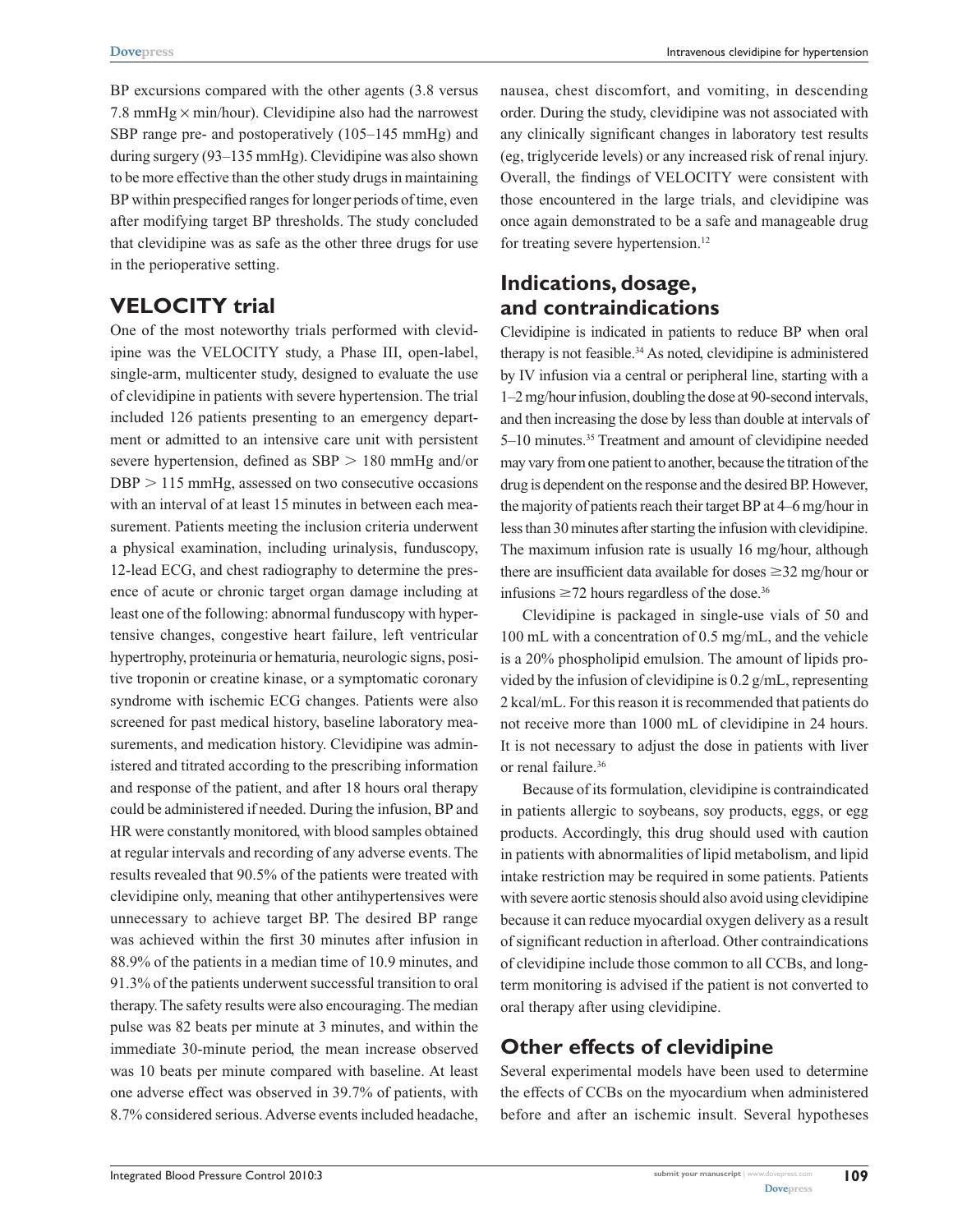BP excursions compared with the other agents (3.8 versus 7.8 mmHg × min/hour). Clevidipine also had the narrowest SBP range pre- and postoperatively (105–145 mmHg) and during surgery (93–135 mmHg). Clevidipine was also shown to be more effective than the other study drugs in maintaining BP within prespecified ranges for longer periods of time, even after modifying target BP thresholds. The study concluded that clevidipine was as safe as the other three drugs for use in the perioperative setting.

## VELOCITY trial

One of the most noteworthy trials performed with clevidipine was the VELOCITY study, a Phase III, open-label, single-arm, multicenter study, designed to evaluate the use of clevidipine in patients with severe hypertension. The trial included 126 patients presenting to an emergency department or admitted to an intensive care unit with persistent severe hypertension, defined as SBP $>$ 180 mmHg and/or DBP $>$ 115 mmHg, assessed on two consecutive occasions with an interval of at least 15 minutes in between each measurement. Patients meeting the inclusion criteria underwent a physical examination, including urinalysis, funduscopy, 12-lead ECG, and chest radiography to determine the presence of acute or chronic target organ damage including at least one of the following: abnormal funduscopy with hypertensive changes, congestive heart failure, left ventricular hypertrophy, proteinuria or hematuria, neurologic signs, positive troponin or creatine kinase, or a symptomatic coronary syndrome with ischemic ECG changes. Patients were also screened for past medical history, baseline laboratory measurements, and medication history. Clevidipine was administered and titrated according to the prescribing information and response of the patient, and after 18 hours oral therapy could be administered if needed. During the infusion, BP and HR were constantly monitored, with blood samples obtained at regular intervals and recording of any adverse events. The results revealed that 90.5% of the patients were treated with clevidipine only, meaning that other antihypertensives were unnecessary to achieve target BP. The desired BP range was achieved within the first 30 minutes after infusion in 88.9% of the patients in a median time of 10.9 minutes, and 91.3% of the patients underwent successful transition to oral therapy. The safety results were also encouraging. The median pulse was 82 beats per minute at 3 minutes, and within the immediate 30-minute period, the mean increase observed was 10 beats per minute compared with baseline. At least one adverse effect was observed in 39.7% of patients, with 8.7% considered serious. Adverse events included headache, nausea, chest discomfort, and vomiting, in descending order. During the study, clevidipine was not associated with any clinically significant changes in laboratory test results (eg, triglyceride levels) or any increased risk of renal injury. Overall, the findings of VELOCITY were consistent with those encountered in the large trials, and clevidipine was once again demonstrated to be a safe and manageable drug for treating severe hypertension.[12]

## Indications, dosage, and contraindications

Clevidipine is indicated in patients to reduce BP when oral therapy is not feasible.[34] As noted, clevidipine is administered by IV infusion via a central or peripheral line, starting with a 1–2 mg/hour infusion, doubling the dose at 90-second intervals, and then increasing the dose by less than double at intervals of 5–10 minutes.[35] Treatment and amount of clevidipine needed may vary from one patient to another, because the titration of the drug is dependent on the response and the desired BP. However, the majority of patients reach their target BP at 4–6 mg/hour in less than 30 minutes after starting the infusion with clevidipine. The maximum infusion rate is usually 16 mg/hour, although there are insufficient data available for doses $\geq$32 mg/hour or infusions $\geq$72 hours regardless of the dose.[36]

Clevidipine is packaged in single-use vials of 50 and 100 mL with a concentration of 0.5 mg/mL, and the vehicle is a 20% phospholipid emulsion. The amount of lipids provided by the infusion of clevidipine is 0.2 g/mL, representing 2 kcal/mL. For this reason it is recommended that patients do not receive more than 1000 mL of clevidipine in 24 hours. It is not necessary to adjust the dose in patients with liver or renal failure.[36]

Because of its formulation, clevidipine is contraindicated in patients allergic to soybeans, soy products, eggs, or egg products. Accordingly, this drug should used with caution in patients with abnormalities of lipid metabolism, and lipid intake restriction may be required in some patients. Patients with severe aortic stenosis should also avoid using clevidipine because it can reduce myocardial oxygen delivery as a result of significant reduction in afterload. Other contraindications of clevidipine include those common to all CCBs, and long-term monitoring is advised if the patient is not converted to oral therapy after using clevidipine.

## Other effects of clevidipine

Several experimental models have been used to determine the effects of CCBs on the myocardium when administered before and after an ischemic insult. Several hypotheses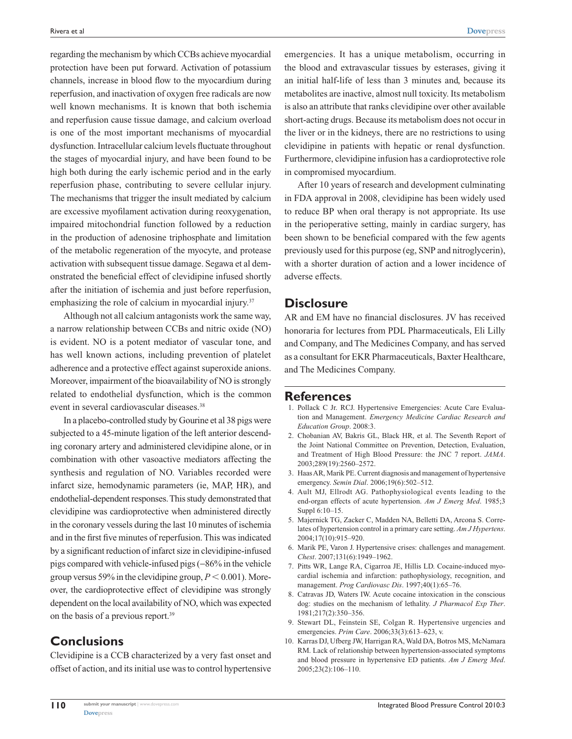regarding the mechanism by which CCBs achieve myocardial protection have been put forward. Activation of potassium channels, increase in blood flow to the myocardium during reperfusion, and inactivation of oxygen free radicals are now well known mechanisms. It is known that both ischemia and reperfusion cause tissue damage, and calcium overload is one of the most important mechanisms of myocardial dysfunction. Intracellular calcium levels fluctuate throughout the stages of myocardial injury, and have been found to be high both during the early ischemic period and in the early reperfusion phase, contributing to severe cellular injury. The mechanisms that trigger the insult mediated by calcium are excessive myofilament activation during reoxygenation, impaired mitochondrial function followed by a reduction in the production of adenosine triphosphate and limitation of the metabolic regeneration of the myocyte, and protease activation with subsequent tissue damage. Segawa et al demonstrated the beneficial effect of clevidipine infused shortly after the initiation of ischemia and just before reperfusion, emphasizing the role of calcium in myocardial injury.[37]

Although not all calcium antagonists work the same way, a narrow relationship between CCBs and nitric oxide (NO) is evident. NO is a potent mediator of vascular tone, and has well known actions, including prevention of platelet adherence and a protective effect against superoxide anions. Moreover, impairment of the bioavailability of NO is strongly related to endothelial dysfunction, which is the common event in several cardiovascular diseases.[38]

In a placebo-controlled study by Gourine et al 38 pigs were subjected to a 45-minute ligation of the left anterior descending coronary artery and administered clevidipine alone, or in combination with other vasoactive mediators affecting the synthesis and regulation of NO. Variables recorded were infarct size, hemodynamic parameters (ie, MAP, HR), and endothelial-dependent responses. This study demonstrated that clevidipine was cardioprotective when administered directly in the coronary vessels during the last 10 minutes of ischemia and in the first five minutes of reperfusion. This was indicated by a significant reduction of infarct size in clevidipine-infused pigs compared with vehicle-infused pigs (−86% in the vehicle group versus 59% in the clevidipine group, $P < 0.001$). Moreover, the cardioprotective effect of clevidipine was strongly dependent on the local availability of NO, which was expected on the basis of a previous report.[39]

## Conclusions

Clevidipine is a CCB characterized by a very fast onset and offset of action, and its initial use was to control hypertensive emergencies. It has a unique metabolism, occurring in the blood and extravascular tissues by esterases, giving it an initial half-life of less than 3 minutes and, because its metabolites are inactive, almost null toxicity. Its metabolism is also an attribute that ranks clevidipine over other available short-acting drugs. Because its metabolism does not occur in the liver or in the kidneys, there are no restrictions to using clevidipine in patients with hepatic or renal dysfunction. Furthermore, clevidipine infusion has a cardioprotective role in compromised myocardium.

After 10 years of research and development culminating in FDA approval in 2008, clevidipine has been widely used to reduce BP when oral therapy is not appropriate. Its use in the perioperative setting, mainly in cardiac surgery, has been shown to be beneficial compared with the few agents previously used for this purpose (eg, SNP and nitroglycerin), with a shorter duration of action and a lower incidence of adverse effects.

## Disclosure

AR and EM have no financial disclosures. JV has received honoraria for lectures from PDL Pharmaceuticals, Eli Lilly and Company, and The Medicines Company, and has served as a consultant for EKR Pharmaceuticals, Baxter Healthcare, and The Medicines Company.

## References

1. Pollack C Jr. RCJ. Hypertensive Emergencies: Acute Care Evaluation and Management. *Emergency Medicine Cardiac Research and Education Group*. 2008:3.
2. Chobanian AV, Bakris GL, Black HR, et al. The Seventh Report of the Joint National Committee on Prevention, Detection, Evaluation, and Treatment of High Blood Pressure: the JNC 7 report. *JAMA*. 2003;289(19):2560–2572.
3. Haas AR, Marik PE. Current diagnosis and management of hypertensive emergency. *Semin Dial*. 2006;19(6):502–512.
4. Ault MJ, Ellrodt AG. Pathophysiological events leading to the end-organ effects of acute hypertension. *Am J Emerg Med*. 1985;3 Suppl 6:10–15.
5. Majernick TG, Zacker C, Madden NA, Belletti DA, Arcona S. Correlates of hypertension control in a primary care setting. *Am J Hypertens*. 2004;17(10):915–920.
6. Marik PE, Varon J. Hypertensive crises: challenges and management. *Chest*. 2007;131(6):1949–1962.
7. Pitts WR, Lange RA, Cigarroa JE, Hillis LD. Cocaine-induced myocardial ischemia and infarction: pathophysiology, recognition, and management. *Prog Cardiovasc Dis*. 1997;40(1):65–76.
8. Catravas JD, Waters IW. Acute cocaine intoxication in the conscious dog: studies on the mechanism of lethality. *J Pharmacol Exp Ther*. 1981;217(2):350–356.
9. Stewart DL, Feinstein SE, Colgan R. Hypertensive urgencies and emergencies. *Prim Care*. 2006;33(3):613–623, v.
10. Karras DJ, Ufberg JW, Harrigan RA, Wald DA, Botros MS, McNamara RM. Lack of relationship between hypertension-associated symptoms and blood pressure in hypertensive ED patients. *Am J Emerg Med*. 2005;23(2):106–110.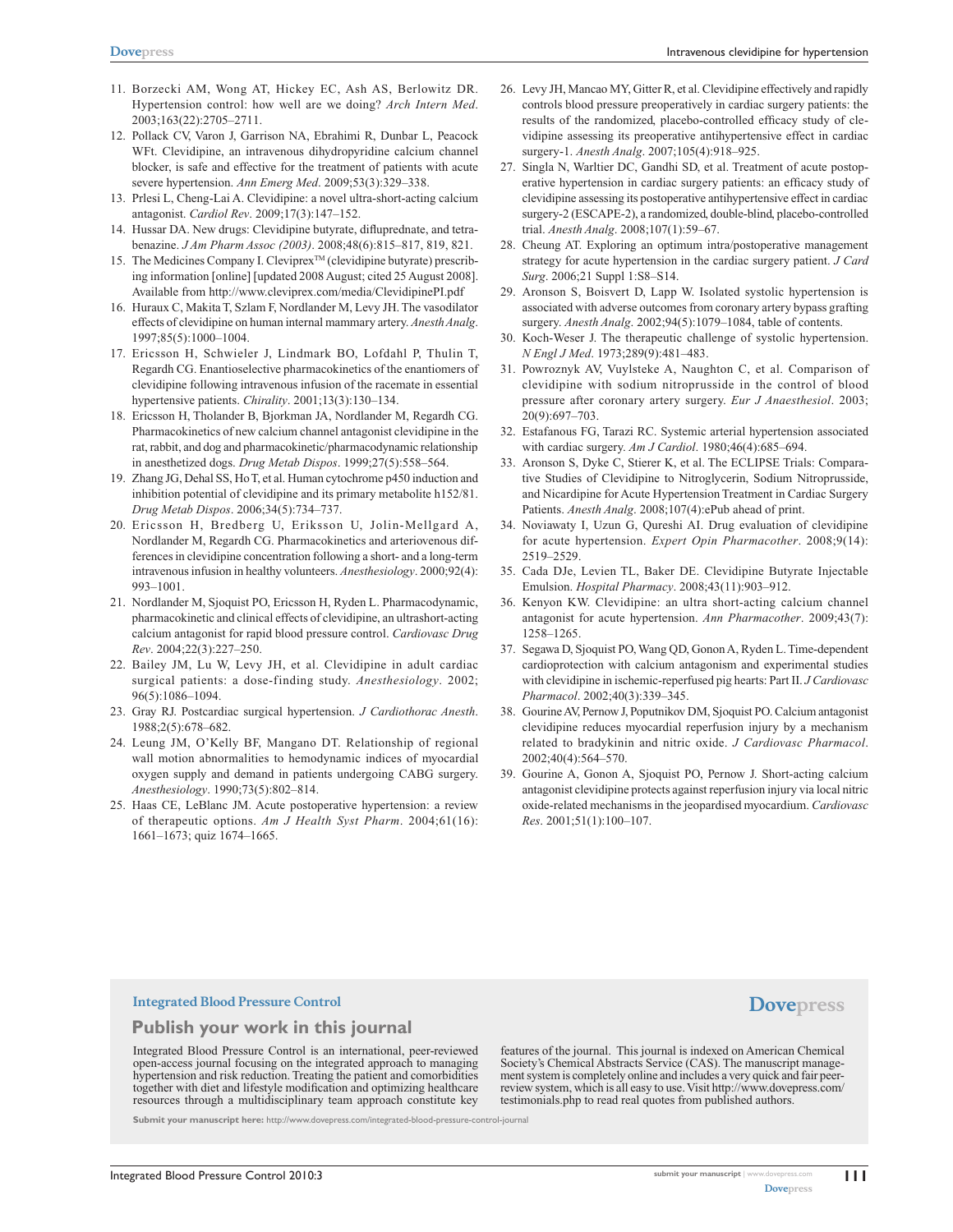11. Borzecki AM, Wong AT, Hickey EC, Ash AS, Berlowitz DR. Hypertension control: how well are we doing? *Arch Intern Med*. 2003;163(22):2705–2711.
12. Pollack CV, Varon J, Garrison NA, Ebrahimi R, Dunbar L, Peacock WFt. Clevidipine, an intravenous dihydropyridine calcium channel blocker, is safe and effective for the treatment of patients with acute severe hypertension. *Ann Emerg Med*. 2009;53(3):329–338.
13. Prlesi L, Cheng-Lai A. Clevidipine: a novel ultra-short-acting calcium antagonist. *Cardiol Rev*. 2009;17(3):147–152.
14. Hussar DA. New drugs: Clevidipine butyrate, difluprednate, and tetrabenazine. *J Am Pharm Assoc (2003)*. 2008;48(6):815–817, 819, 821.
15. The Medicines Company I. Cleviprex™ (clevidipine butyrate) prescribing information [online] [updated 2008 August; cited 25 August 2008]. Available from http://www.cleviprex.com/media/ClevidipinePI.pdf
16. Huraux C, Makita T, Szlam F, Nordlander M, Levy JH. The vasodilator effects of clevidipine on human internal mammary artery. *Anesth Analg*. 1997;85(5):1000–1004.
17. Ericsson H, Schwieler J, Lindmark BO, Lofdahl P, Thulin T, Regardh CG. Enantioselective pharmacokinetics of the enantiomers of clevidipine following intravenous infusion of the racemate in essential hypertensive patients. *Chirality*. 2001;13(3):130–134.
18. Ericsson H, Tholander B, Bjorkman JA, Nordlander M, Regardh CG. Pharmacokinetics of new calcium channel antagonist clevidipine in the rat, rabbit, and dog and pharmacokinetic/pharmacodynamic relationship in anesthetized dogs. *Drug Metab Dispos*. 1999;27(5):558–564.
19. Zhang JG, Dehal SS, Ho T, et al. Human cytochrome p450 induction and inhibition potential of clevidipine and its primary metabolite h152/81. *Drug Metab Dispos*. 2006;34(5):734–737.
20. Ericsson H, Bredberg U, Eriksson U, Jolin-Mellgard A, Nordlander M, Regardh CG. Pharmacokinetics and arteriovenous differences in clevidipine concentration following a short- and a long-term intravenous infusion in healthy volunteers. *Anesthesiology*. 2000;92(4):993–1001.
21. Nordlander M, Sjoquist PO, Ericsson H, Ryden L. Pharmacodynamic, pharmacokinetic and clinical effects of clevidipine, an ultrashort-acting calcium antagonist for rapid blood pressure control. *Cardiovasc Drug Rev*. 2004;22(3):227–250.
22. Bailey JM, Lu W, Levy JH, et al. Clevidipine in adult cardiac surgical patients: a dose-finding study. *Anesthesiology*. 2002;96(5):1086–1094.
23. Gray RJ. Postcardiac surgical hypertension. *J Cardiothorac Anesth*. 1988;2(5):678–682.
24. Leung JM, O'Kelly BF, Mangano DT. Relationship of regional wall motion abnormalities to hemodynamic indices of myocardial oxygen supply and demand in patients undergoing CABG surgery. *Anesthesiology*. 1990;73(5):802–814.
25. Haas CE, LeBlanc JM. Acute postoperative hypertension: a review of therapeutic options. *Am J Health Syst Pharm*. 2004;61(16):1661–1673; quiz 1674–1665.
26. Levy JH, Mancao MY, Gitter R, et al. Clevidipine effectively and rapidly controls blood pressure preoperatively in cardiac surgery patients: the results of the randomized, placebo-controlled efficacy study of clevidipine assessing its preoperative antihypertensive effect in cardiac surgery-1. *Anesth Analg*. 2007;105(4):918–925.
27. Singla N, Warltier DC, Gandhi SD, et al. Treatment of acute postoperative hypertension in cardiac surgery patients: an efficacy study of clevidipine assessing its postoperative antihypertensive effect in cardiac surgery-2 (ESCAPE-2), a randomized, double-blind, placebo-controlled trial. *Anesth Analg*. 2008;107(1):59–67.
28. Cheung AT. Exploring an optimum intra/postoperative management strategy for acute hypertension in the cardiac surgery patient. *J Card Surg*. 2006;21 Suppl 1:S8–S14.
29. Aronson S, Boisvert D, Lapp W. Isolated systolic hypertension is associated with adverse outcomes from coronary artery bypass grafting surgery. *Anesth Analg*. 2002;94(5):1079–1084, table of contents.
30. Koch-Weser J. The therapeutic challenge of systolic hypertension. *N Engl J Med*. 1973;289(9):481–483.
31. Powroznyk AV, Vuylsteke A, Naughton C, et al. Comparison of clevidipine with sodium nitroprusside in the control of blood pressure after coronary artery surgery. *Eur J Anaesthesiol*. 2003;20(9):697–703.
32. Estafanous FG, Tarazi RC. Systemic arterial hypertension associated with cardiac surgery. *Am J Cardiol*. 1980;46(4):685–694.
33. Aronson S, Dyke C, Stierer K, et al. The ECLIPSE Trials: Comparative Studies of Clevidipine to Nitroglycerin, Sodium Nitroprusside, and Nicardipine for Acute Hypertension Treatment in Cardiac Surgery Patients. *Anesth Analg*. 2008;107(4):ePub ahead of print.
34. Noviawaty I, Uzun G, Qureshi AI. Drug evaluation of clevidipine for acute hypertension. *Expert Opin Pharmacother*. 2008;9(14):2519–2529.
35. Cada DJe, Levien TL, Baker DE. Clevidipine Butyrate Injectable Emulsion. *Hospital Pharmacy*. 2008;43(11):903–912.
36. Kenyon KW. Clevidipine: an ultra short-acting calcium channel antagonist for acute hypertension. *Ann Pharmacother*. 2009;43(7):1258–1265.
37. Segawa D, Sjoquist PO, Wang QD, Gonon A, Ryden L. Time-dependent cardioprotection with calcium antagonism and experimental studies with clevidipine in ischemic-reperfused pig hearts: Part II. *J Cardiovasc Pharmacol*. 2002;40(3):339–345.
38. Gourine AV, Pernow J, Poputnikov DM, Sjoquist PO. Calcium antagonist clevidipine reduces myocardial reperfusion injury by a mechanism related to bradykinin and nitric oxide. *J Cardiovasc Pharmacol*. 2002;40(4):564–570.
39. Gourine A, Gonon A, Sjoquist PO, Pernow J. Short-acting calcium antagonist clevidipine protects against reperfusion injury via local nitric oxide-related mechanisms in the jeopardised myocardium. *Cardiovasc Res*. 2001;51(1):100–107.

**Integrated Blood Pressure Control**

## Publish your work in this journal

Integrated Blood Pressure Control is an international, peer-reviewed open-access journal focusing on the integrated approach to managing hypertension and risk reduction. Treating the patient and comorbidities together with diet and lifestyle modification and optimizing healthcare resources through a multidisciplinary team approach constitute key features of the journal. This journal is indexed on American Chemical Society's Chemical Abstracts Service (CAS). The manuscript management system is completely online and includes a very quick and fair peer-review system, which is all easy to use. Visit http://www.dovepress.com/testimonials.php to read real quotes from published authors.

**Submit your manuscript here:** http://www.dovepress.com/integrated-blood-pressure-control-journal